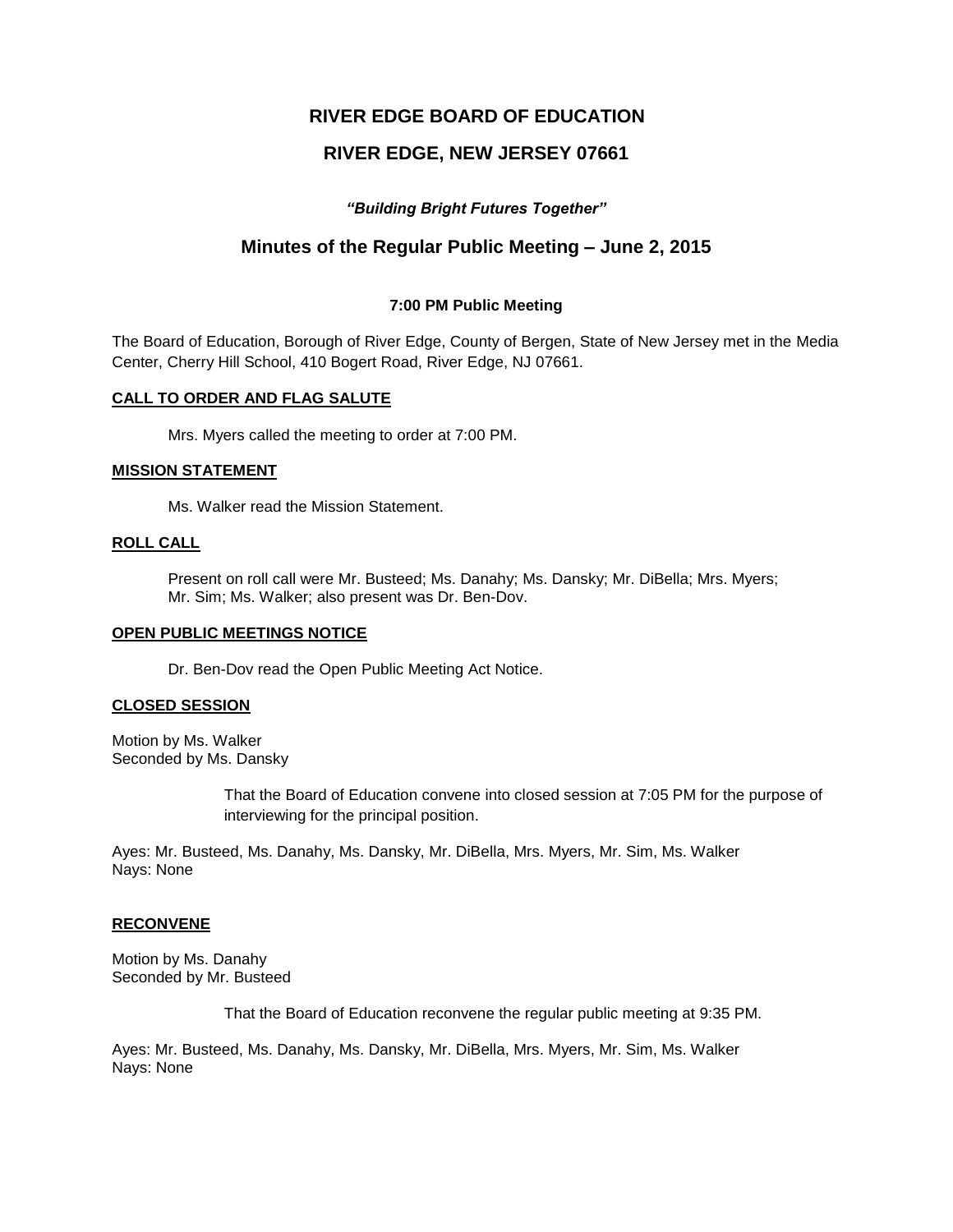# RIVER EDGE BOARD OF EDUCATION

## RIVER EDGE, NEW JERSEY 07661

***"Building Bright Futures Together"***

## Minutes of the Regular Public Meeting – June 2, 2015

**7:00 PM Public Meeting**

The Board of Education, Borough of River Edge, County of Bergen, State of New Jersey met in the Media Center, Cherry Hill School, 410 Bogert Road, River Edge, NJ 07661.

**CALL TO ORDER AND FLAG SALUTE**

Mrs. Myers called the meeting to order at 7:00 PM.

**MISSION STATEMENT**

Ms. Walker read the Mission Statement.

**ROLL CALL**

Present on roll call were Mr. Busteed; Ms. Danahy; Ms. Dansky; Mr. DiBella; Mrs. Myers; Mr. Sim; Ms. Walker; also present was Dr. Ben-Dov.

**OPEN PUBLIC MEETINGS NOTICE**

Dr. Ben-Dov read the Open Public Meeting Act Notice.

**CLOSED SESSION**

Motion by Ms. Walker
Seconded by Ms. Dansky

That the Board of Education convene into closed session at 7:05 PM for the purpose of interviewing for the principal position.

Ayes: Mr. Busteed, Ms. Danahy, Ms. Dansky, Mr. DiBella, Mrs. Myers, Mr. Sim, Ms. Walker
Nays: None

**RECONVENE**

Motion by Ms. Danahy
Seconded by Mr. Busteed

That the Board of Education reconvene the regular public meeting at 9:35 PM.

Ayes: Mr. Busteed, Ms. Danahy, Ms. Dansky, Mr. DiBella, Mrs. Myers, Mr. Sim, Ms. Walker
Nays: None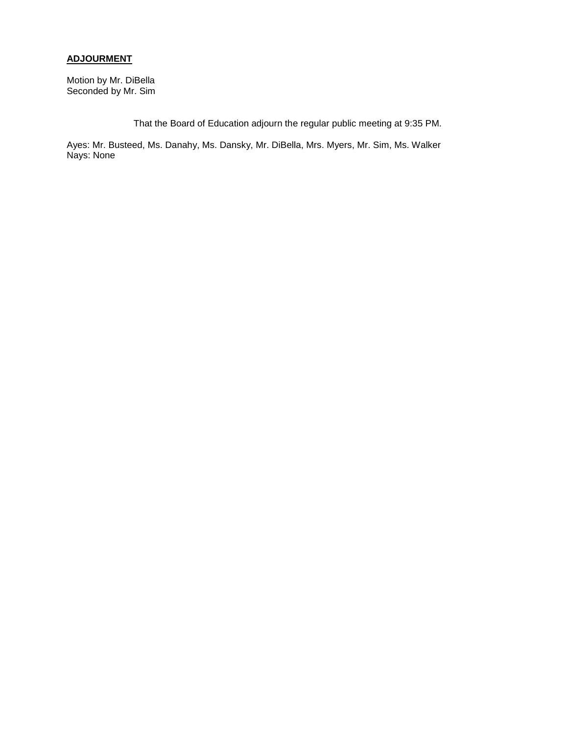**ADJOURMENT**

Motion by Mr. DiBella
Seconded by Mr. Sim

That the Board of Education adjourn the regular public meeting at 9:35 PM.

Ayes: Mr. Busteed, Ms. Danahy, Ms. Dansky, Mr. DiBella, Mrs. Myers, Mr. Sim, Ms. Walker
Nays: None